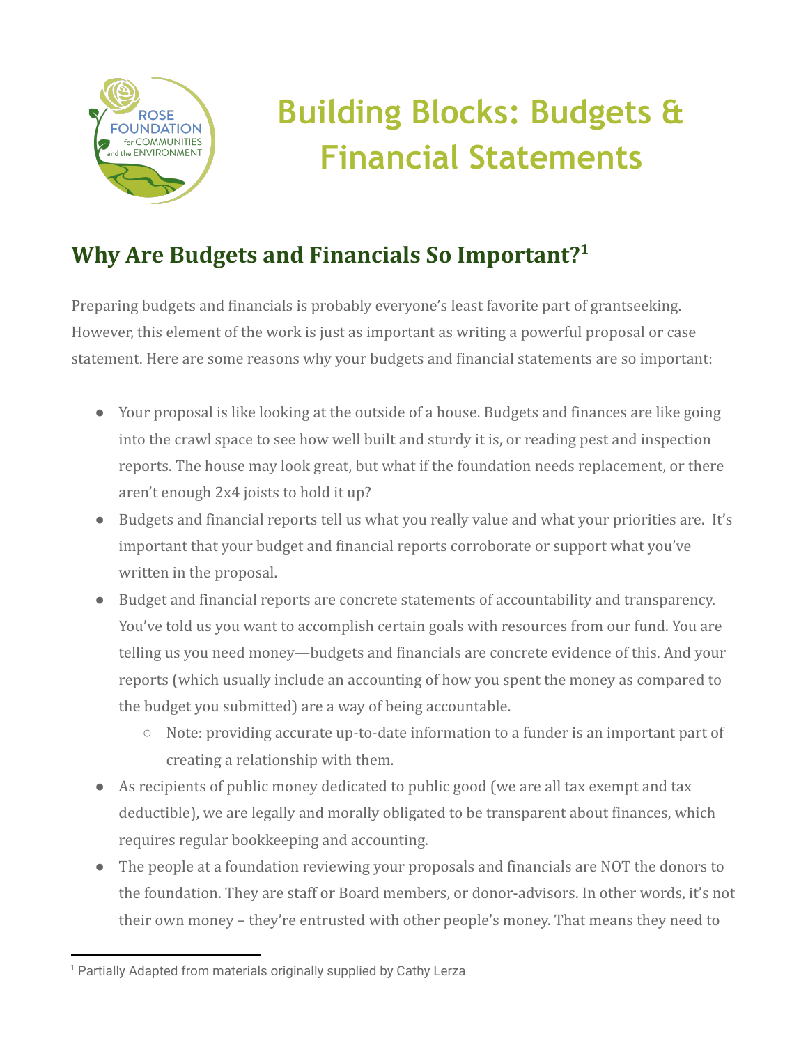# Building Blocks: Budgets & Financial Statements

## Why Are Budgets and Financials So Important?[1]

Preparing budgets and financials is probably everyone's least favorite part of grantseeking. However, this element of the work is just as important as writing a powerful proposal or case statement. Here are some reasons why your budgets and financial statements are so important:

- Your proposal is like looking at the outside of a house. Budgets and finances are like going into the crawl space to see how well built and sturdy it is, or reading pest and inspection reports. The house may look great, but what if the foundation needs replacement, or there aren't enough 2x4 joists to hold it up?
- Budgets and financial reports tell us what you really value and what your priorities are. It's important that your budget and financial reports corroborate or support what you've written in the proposal.
- Budget and financial reports are concrete statements of accountability and transparency. You've told us you want to accomplish certain goals with resources from our fund. You are telling us you need money—budgets and financials are concrete evidence of this. And your reports (which usually include an accounting of how you spent the money as compared to the budget you submitted) are a way of being accountable.
    - Note: providing accurate up-to-date information to a funder is an important part of creating a relationship with them.
- As recipients of public money dedicated to public good (we are all tax exempt and tax deductible), we are legally and morally obligated to be transparent about finances, which requires regular bookkeeping and accounting.
- The people at a foundation reviewing your proposals and financials are NOT the donors to the foundation. They are staff or Board members, or donor-advisors. In other words, it's not their own money – they're entrusted with other people's money. That means they need to

[1] Partially Adapted from materials originally supplied by Cathy Lerza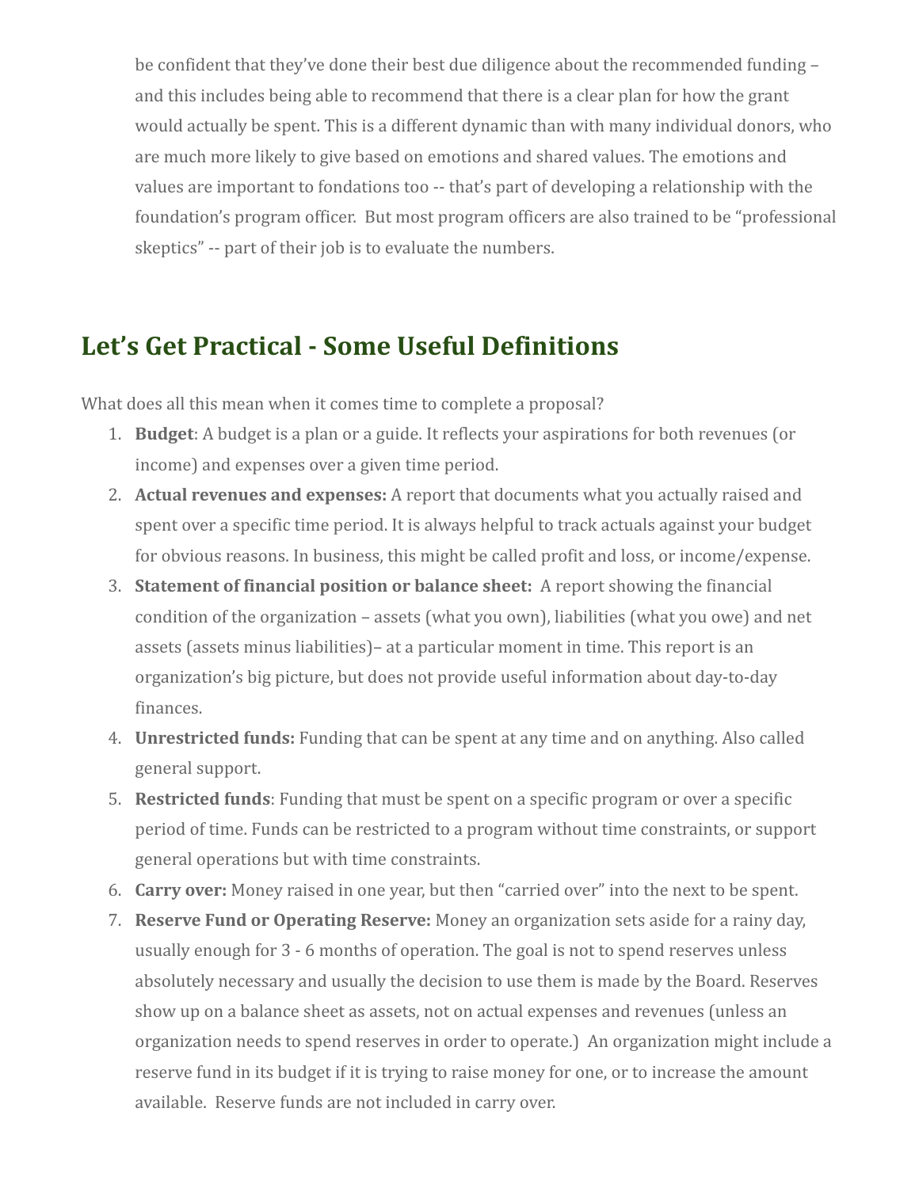be confident that they've done their best due diligence about the recommended funding – and this includes being able to recommend that there is a clear plan for how the grant would actually be spent. This is a different dynamic than with many individual donors, who are much more likely to give based on emotions and shared values. The emotions and values are important to fondations too -- that's part of developing a relationship with the foundation's program officer. But most program officers are also trained to be "professional skeptics" -- part of their job is to evaluate the numbers.

## Let's Get Practical - Some Useful Definitions

What does all this mean when it comes time to complete a proposal?

1. **Budget**: A budget is a plan or a guide. It reflects your aspirations for both revenues (or income) and expenses over a given time period.
2. **Actual revenues and expenses:** A report that documents what you actually raised and spent over a specific time period. It is always helpful to track actuals against your budget for obvious reasons. In business, this might be called profit and loss, or income/expense.
3. **Statement of financial position or balance sheet:** A report showing the financial condition of the organization – assets (what you own), liabilities (what you owe) and net assets (assets minus liabilities)– at a particular moment in time. This report is an organization's big picture, but does not provide useful information about day-to-day finances.
4. **Unrestricted funds:** Funding that can be spent at any time and on anything. Also called general support.
5. **Restricted funds**: Funding that must be spent on a specific program or over a specific period of time. Funds can be restricted to a program without time constraints, or support general operations but with time constraints.
6. **Carry over:** Money raised in one year, but then "carried over" into the next to be spent.
7. **Reserve Fund or Operating Reserve:** Money an organization sets aside for a rainy day, usually enough for 3 - 6 months of operation. The goal is not to spend reserves unless absolutely necessary and usually the decision to use them is made by the Board. Reserves show up on a balance sheet as assets, not on actual expenses and revenues (unless an organization needs to spend reserves in order to operate.) An organization might include a reserve fund in its budget if it is trying to raise money for one, or to increase the amount available. Reserve funds are not included in carry over.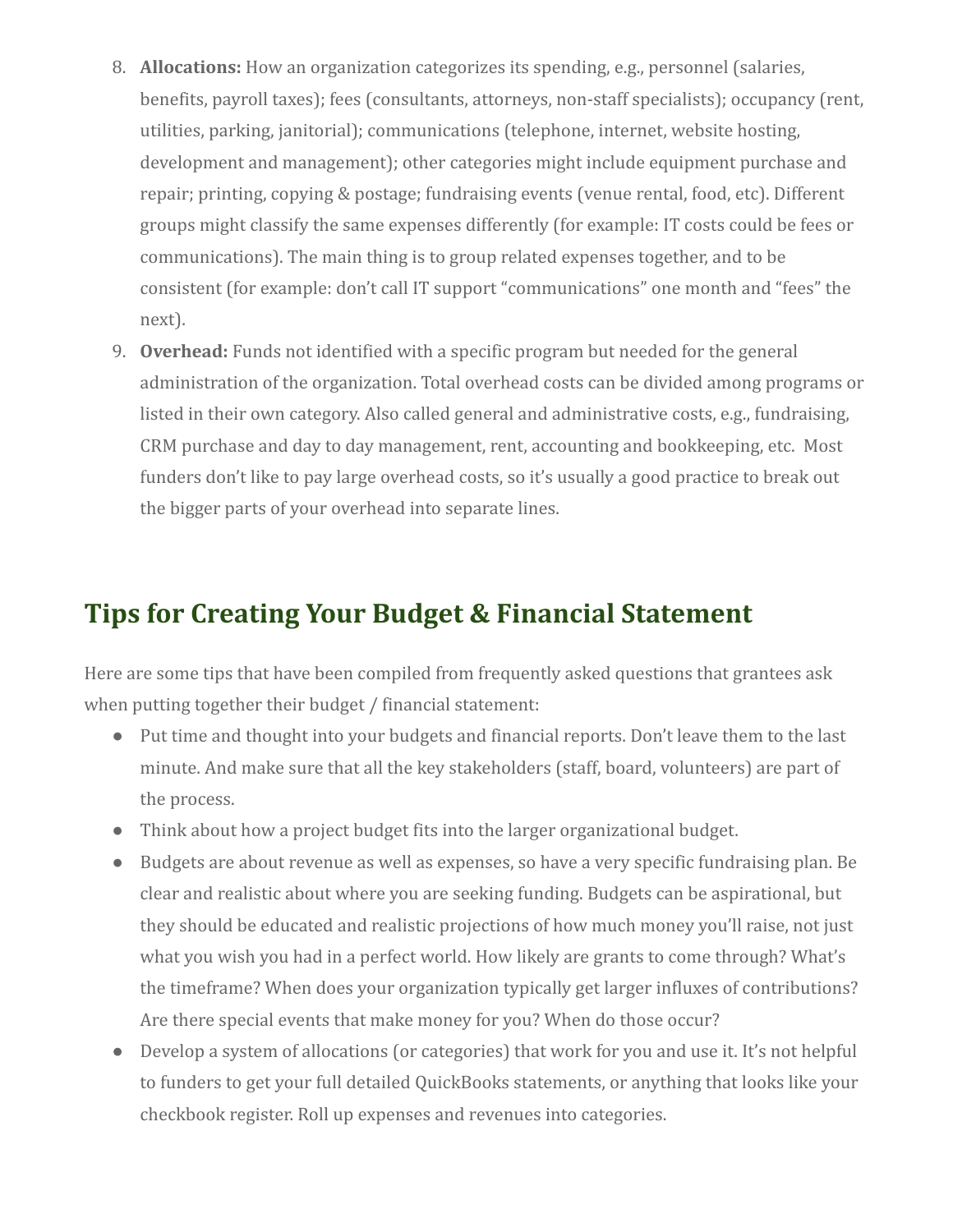8. **Allocations:** How an organization categorizes its spending, e.g., personnel (salaries, benefits, payroll taxes); fees (consultants, attorneys, non-staff specialists); occupancy (rent, utilities, parking, janitorial); communications (telephone, internet, website hosting, development and management); other categories might include equipment purchase and repair; printing, copying & postage; fundraising events (venue rental, food, etc). Different groups might classify the same expenses differently (for example: IT costs could be fees or communications). The main thing is to group related expenses together, and to be consistent (for example: don't call IT support "communications" one month and "fees" the next).
9. **Overhead:** Funds not identified with a specific program but needed for the general administration of the organization. Total overhead costs can be divided among programs or listed in their own category. Also called general and administrative costs, e.g., fundraising, CRM purchase and day to day management, rent, accounting and bookkeeping, etc. Most funders don't like to pay large overhead costs, so it's usually a good practice to break out the bigger parts of your overhead into separate lines.

## Tips for Creating Your Budget & Financial Statement

Here are some tips that have been compiled from frequently asked questions that grantees ask when putting together their budget / financial statement:

- Put time and thought into your budgets and financial reports. Don't leave them to the last minute. And make sure that all the key stakeholders (staff, board, volunteers) are part of the process.
- Think about how a project budget fits into the larger organizational budget.
- Budgets are about revenue as well as expenses, so have a very specific fundraising plan. Be clear and realistic about where you are seeking funding. Budgets can be aspirational, but they should be educated and realistic projections of how much money you'll raise, not just what you wish you had in a perfect world. How likely are grants to come through? What's the timeframe? When does your organization typically get larger influxes of contributions? Are there special events that make money for you? When do those occur?
- Develop a system of allocations (or categories) that work for you and use it. It's not helpful to funders to get your full detailed QuickBooks statements, or anything that looks like your checkbook register. Roll up expenses and revenues into categories.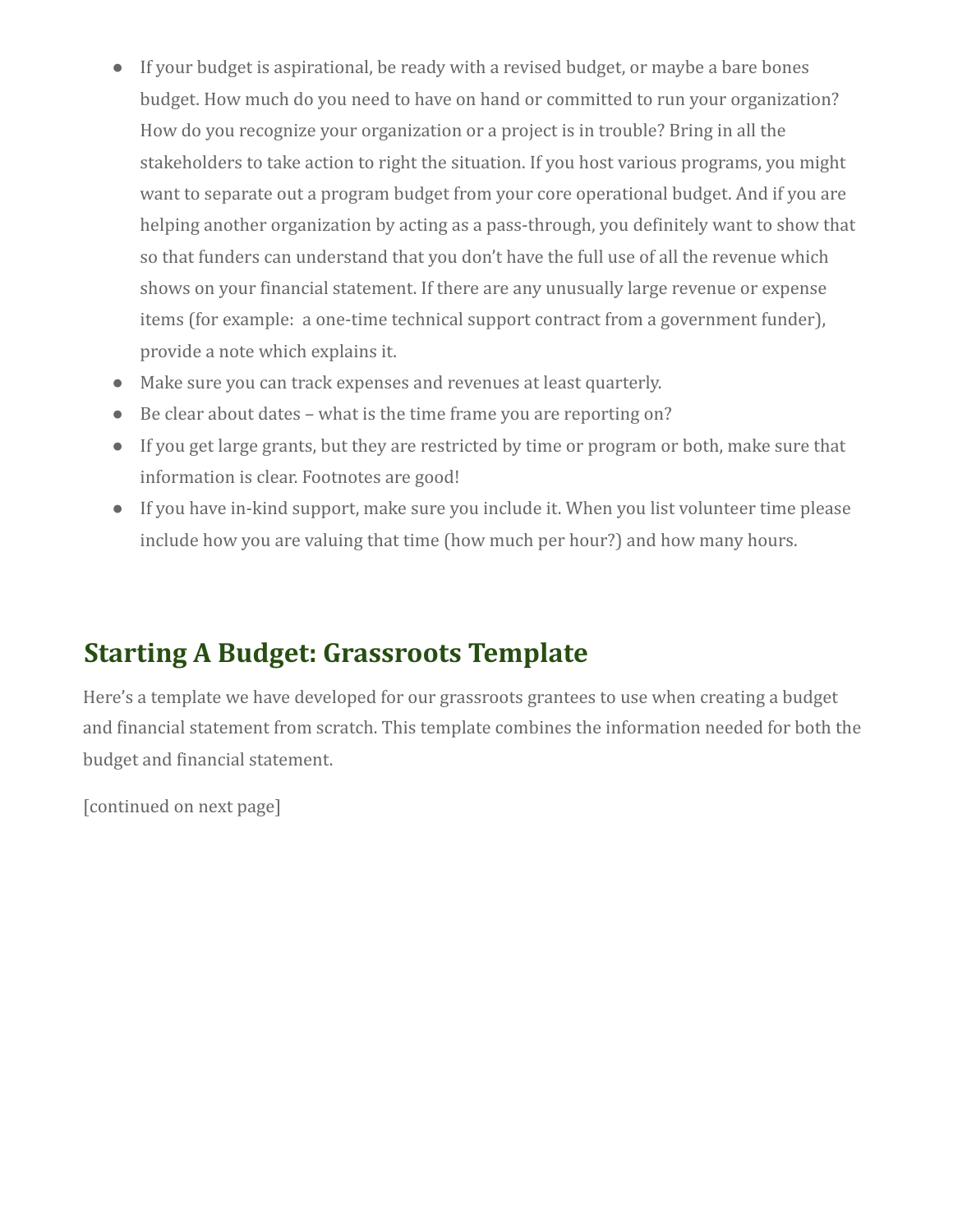- If your budget is aspirational, be ready with a revised budget, or maybe a bare bones budget. How much do you need to have on hand or committed to run your organization? How do you recognize your organization or a project is in trouble? Bring in all the stakeholders to take action to right the situation. If you host various programs, you might want to separate out a program budget from your core operational budget. And if you are helping another organization by acting as a pass-through, you definitely want to show that so that funders can understand that you don't have the full use of all the revenue which shows on your financial statement. If there are any unusually large revenue or expense items (for example: a one-time technical support contract from a government funder), provide a note which explains it.
- Make sure you can track expenses and revenues at least quarterly.
- Be clear about dates – what is the time frame you are reporting on?
- If you get large grants, but they are restricted by time or program or both, make sure that information is clear. Footnotes are good!
- If you have in-kind support, make sure you include it. When you list volunteer time please include how you are valuing that time (how much per hour?) and how many hours.

## Starting A Budget: Grassroots Template

Here's a template we have developed for our grassroots grantees to use when creating a budget and financial statement from scratch. This template combines the information needed for both the budget and financial statement.

[continued on next page]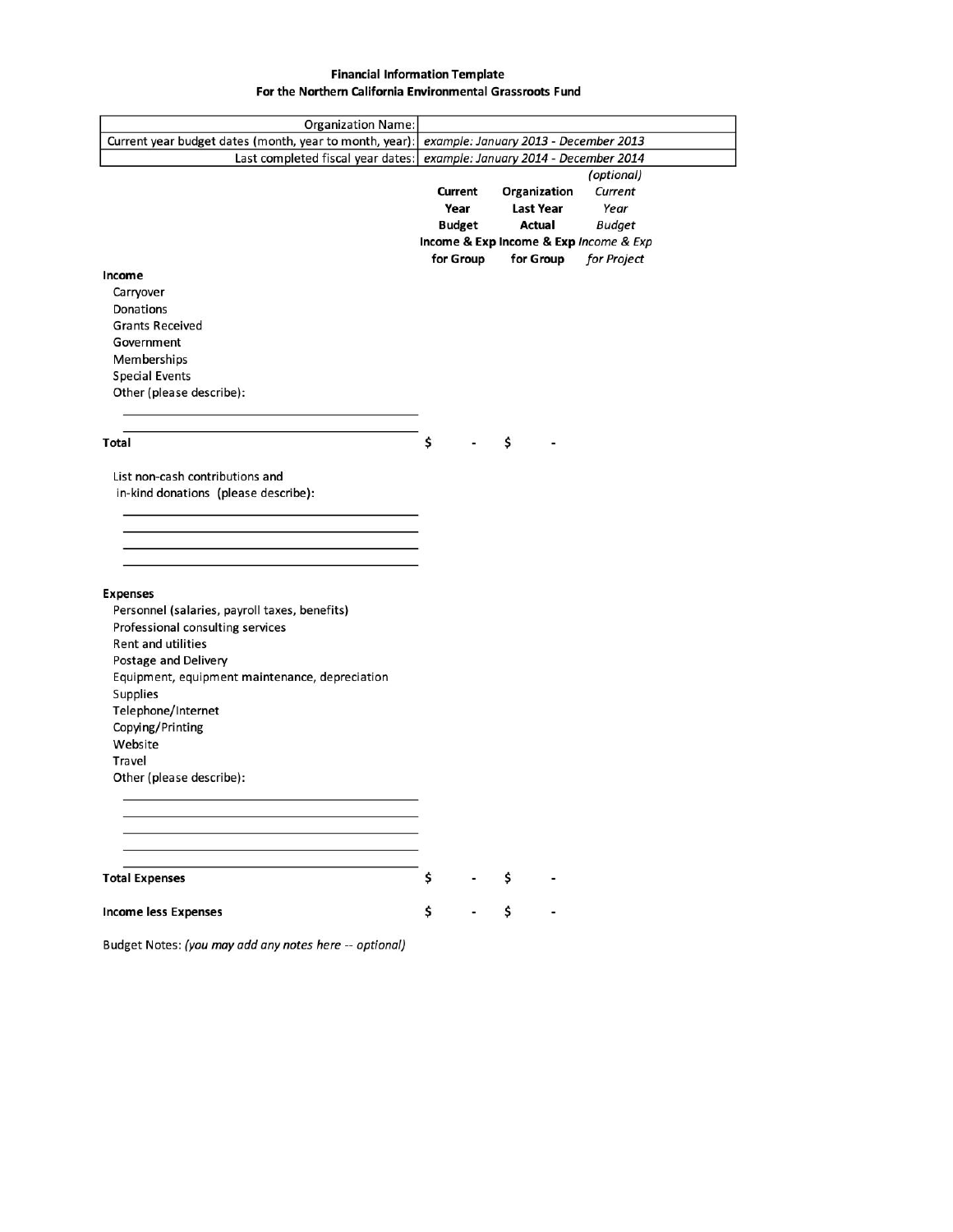**Financial Information Template**
**For the Northern California Environmental Grassroots Fund**

| | |
|---|---|
| Organization Name: | |
| Current year budget dates (month, year to month, year): | *example: January 2013 - December 2013* |
| Last completed fiscal year dates: | *example: January 2014 - December 2014* |

| | **Current Year Budget Income & Exp for Group** | **Organization Last Year Actual Income & Exp for Group** | *(optional) Current Year Budget Income & Exp for Project* |
|---|---|---|---|
| **Income** | | | |
| Carryover | | | |
| Donations | | | |
| Grants Received | | | |
| Government | | | |
| Memberships | | | |
| Special Events | | | |
| Other (please describe): | | | |
| ______________________ | | | |
| ______________________ | | | |
| **Total** | $ - | $ - | |
| List non-cash contributions and in-kind donations (please describe): | | | |
| ______________________ | | | |
| ______________________ | | | |
| ______________________ | | | |
| ______________________ | | | |
| **Expenses** | | | |
| Personnel (salaries, payroll taxes, benefits) | | | |
| Professional consulting services | | | |
| Rent and utilities | | | |
| Postage and Delivery | | | |
| Equipment, equipment maintenance, depreciation | | | |
| Supplies | | | |
| Telephone/Internet | | | |
| Copying/Printing | | | |
| Website | | | |
| Travel | | | |
| Other (please describe): | | | |
| ______________________ | | | |
| ______________________ | | | |
| ______________________ | | | |
| ______________________ | | | |
| ______________________ | | | |
| **Total Expenses** | $ - | $ - | |
| **Income less Expenses** | $ - | $ - | |

Budget Notes: *(you may add any notes here -- optional)*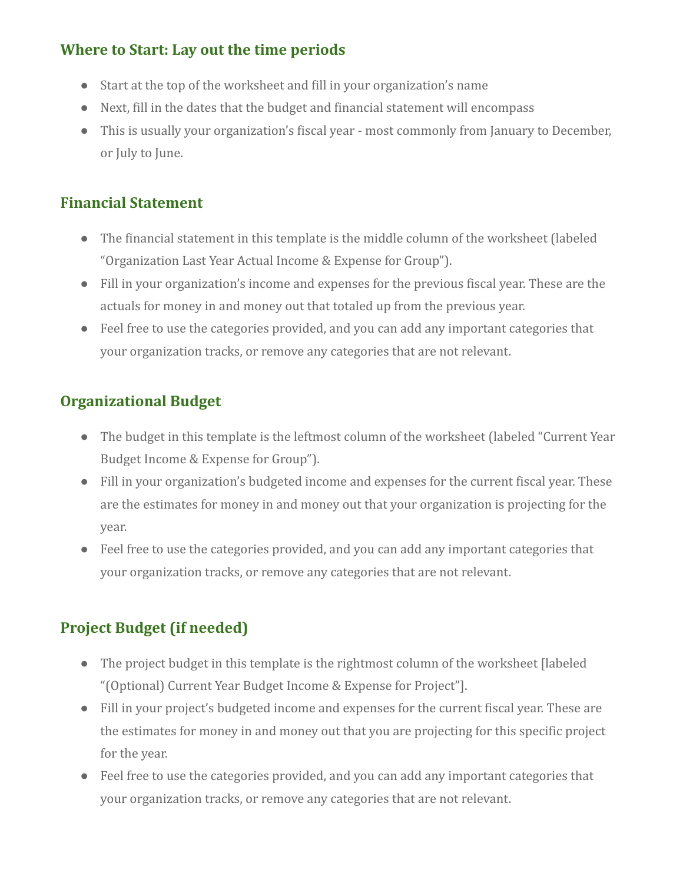### Where to Start: Lay out the time periods

- Start at the top of the worksheet and fill in your organization's name
- Next, fill in the dates that the budget and financial statement will encompass
- This is usually your organization's fiscal year - most commonly from January to December, or July to June.

### Financial Statement

- The financial statement in this template is the middle column of the worksheet (labeled "Organization Last Year Actual Income & Expense for Group").
- Fill in your organization's income and expenses for the previous fiscal year. These are the actuals for money in and money out that totaled up from the previous year.
- Feel free to use the categories provided, and you can add any important categories that your organization tracks, or remove any categories that are not relevant.

### Organizational Budget

- The budget in this template is the leftmost column of the worksheet (labeled "Current Year Budget Income & Expense for Group").
- Fill in your organization's budgeted income and expenses for the current fiscal year. These are the estimates for money in and money out that your organization is projecting for the year.
- Feel free to use the categories provided, and you can add any important categories that your organization tracks, or remove any categories that are not relevant.

### Project Budget (if needed)

- The project budget in this template is the rightmost column of the worksheet [labeled "(Optional) Current Year Budget Income & Expense for Project"].
- Fill in your project's budgeted income and expenses for the current fiscal year. These are the estimates for money in and money out that you are projecting for this specific project for the year.
- Feel free to use the categories provided, and you can add any important categories that your organization tracks, or remove any categories that are not relevant.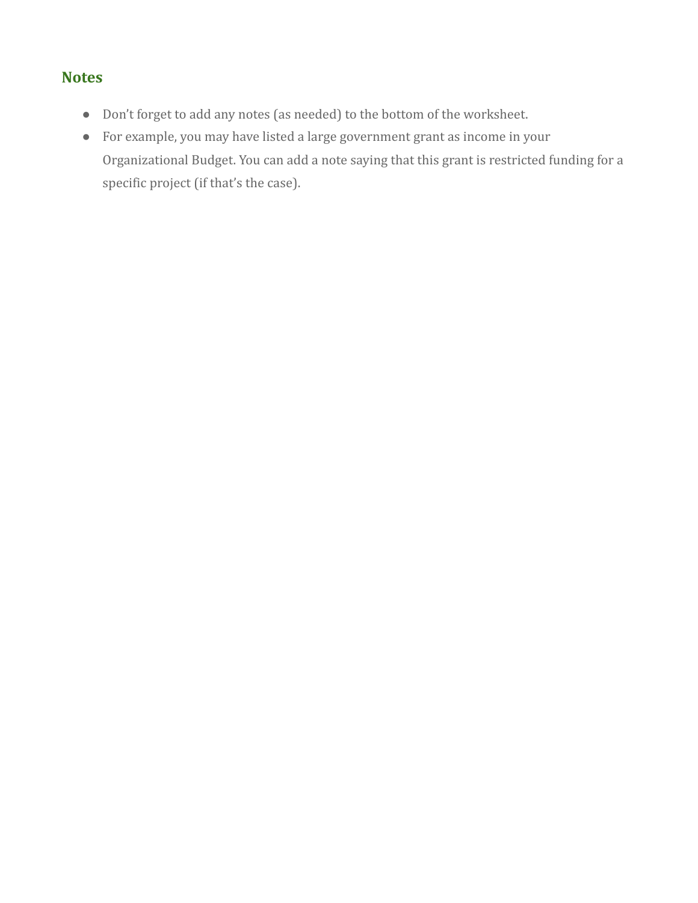## Notes

- Don’t forget to add any notes (as needed) to the bottom of the worksheet.
- For example, you may have listed a large government grant as income in your Organizational Budget. You can add a note saying that this grant is restricted funding for a specific project (if that’s the case).